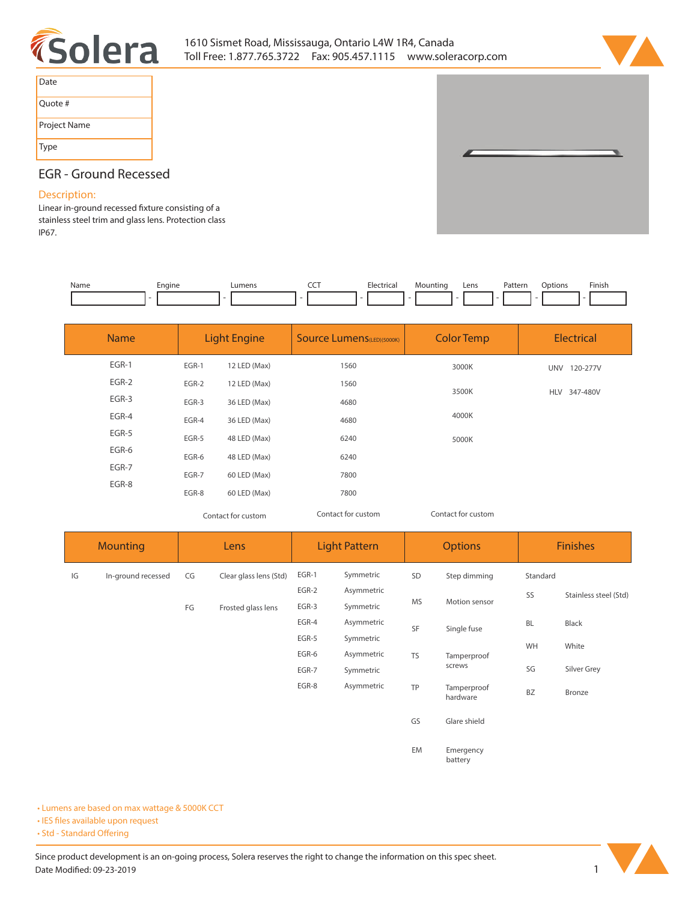Solera

1610 Sismet Road, Mississauga, Ontario L4W 1R4, Canada
Toll Free: 1.877.765.3722 Fax: 905.457.1115 www.soleracorp.com

| Date | |
|---|---|
| Quote # | |
| Project Name | |
| Type | |

# EGR - Ground Recessed

## Description:

Linear in-ground recessed fixture consisting of a stainless steel trim and glass lens. Protection class IP67.

| Name | | Engine | | Lumens | | CCT | | Electrical | | Mounting | | Lens | | Pattern | | Options | | Finish |
|---|---|---|---|---|---|---|---|---|---|---|---|---|---|---|---|---|---|---|
| | - | | - | | - | | - | | - | | - | | - | | - | | - | |

| Name | Light Engine | | Source Lumens(LED)(5000K) | Color Temp | Electrical |
|---|---|---|---|---|---|
| EGR-1 | EGR-1 | 12 LED (Max) | 1560 | 3000K | UNV 120-277V |
| EGR-2 | EGR-2 | 12 LED (Max) | 1560 | 3500K | HLV 347-480V |
| EGR-3 | EGR-3 | 36 LED (Max) | 4680 | 4000K | |
| EGR-4 | EGR-4 | 36 LED (Max) | 4680 | 5000K | |
| EGR-5 | EGR-5 | 48 LED (Max) | 6240 | | |
| EGR-6 | EGR-6 | 48 LED (Max) | 6240 | | |
| EGR-7 | EGR-7 | 60 LED (Max) | 7800 | | |
| EGR-8 | EGR-8 | 60 LED (Max) | 7800 | | |
| | Contact for custom | | Contact for custom | Contact for custom | |

| Mounting | | Lens | | Light Pattern | | Options | | Finishes | |
|---|---|---|---|---|---|---|---|---|---|
| IG | In-ground recessed | CG | Clear glass lens (Std) | EGR-1 | Symmetric | SD | Step dimming | Standard | |
| | | | | EGR-2 | Asymmetric | MS | Motion sensor | SS | Stainless steel (Std) |
| | | FG | Frosted glass lens | EGR-3 | Symmetric | SF | Single fuse | BL | Black |
| | | | | EGR-4 | Asymmetric | TS | Tamperproof screws | WH | White |
| | | | | EGR-5 | Symmetric | TP | Tamperproof hardware | SG | Silver Grey |
| | | | | EGR-6 | Asymmetric | GS | Glare shield | BZ | Bronze |
| | | | | EGR-7 | Symmetric | EM | Emergency battery | | |
| | | | | EGR-8 | Asymmetric | | | | |

- Lumens are based on max wattage & 5000K CCT
- IES files available upon request
- Std - Standard Offering

Since product development is an on-going process, Solera reserves the right to change the information on this spec sheet.
Date Modified: 09-23-2019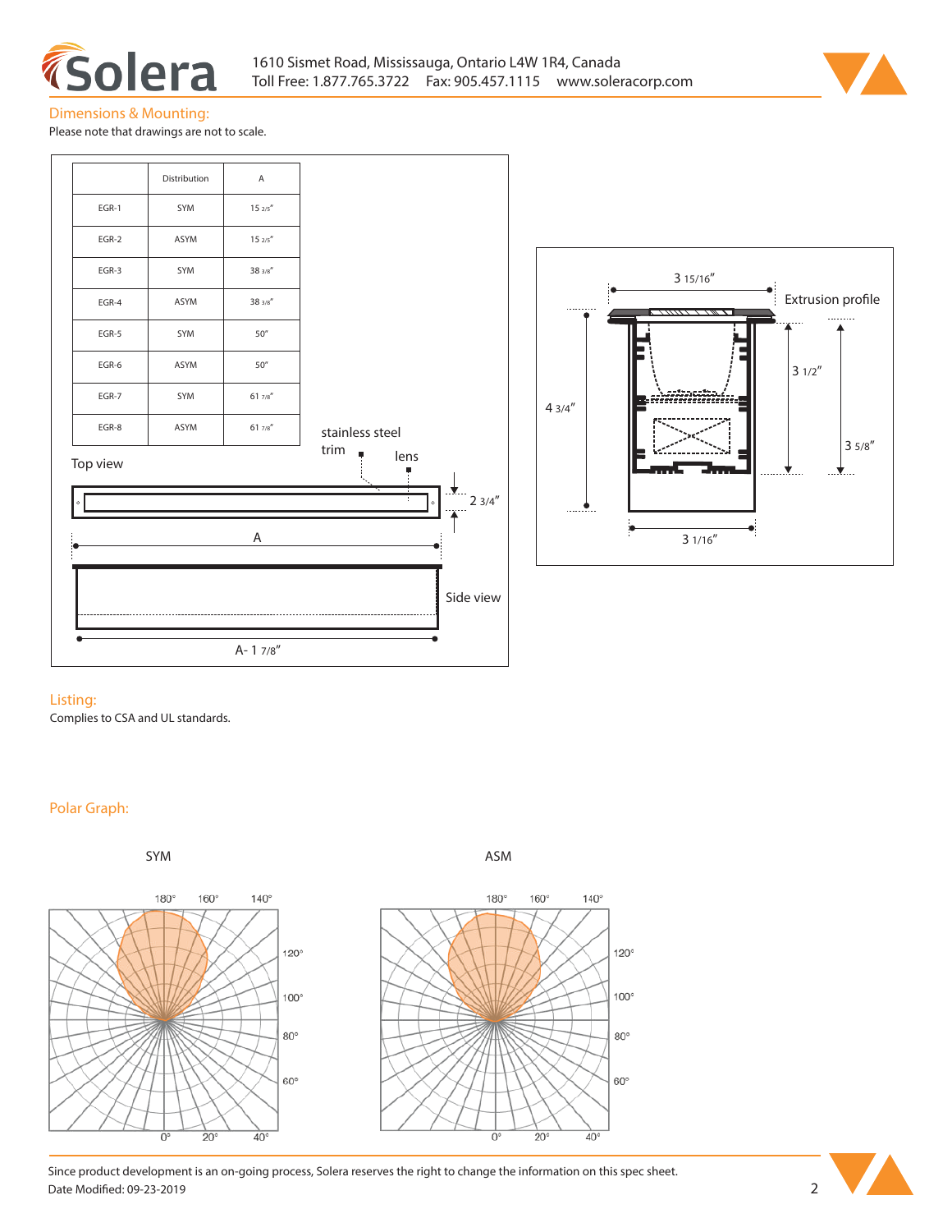1610 Sismet Road, Mississauga, Ontario L4W 1R4, Canada
Toll Free: 1.877.765.3722 Fax: 905.457.1115 www.soleracorp.com

## Dimensions & Mounting:

Please note that drawings are not to scale.

| | Distribution | A |
|---|---|---|
| EGR-1 | SYM | 15 2/5" |
| EGR-2 | ASYM | 15 2/5" |
| EGR-3 | SYM | 38 3/8" |
| EGR-4 | ASYM | 38 3/8" |
| EGR-5 | SYM | 50" |
| EGR-6 | ASYM | 50" |
| EGR-7 | SYM | 61 7/8" |
| EGR-8 | ASYM | 61 7/8" |

stainless steel trim

lens

Top view

2 3/4"

A

Side view

A- 1 7/8"

3 15/16"

Extrusion profile

4 3/4"

3 1/2"

3 5/8"

3 1/16"

## Listing:

Complies to CSA and UL standards.

## Polar Graph:

SYM

180° 160° 140° 120° 100° 80° 60° 0° 20° 40°

ASM

180° 160° 140° 120° 100° 80° 60° 0° 20° 40°

Since product development is an on-going process, Solera reserves the right to change the information on this spec sheet.
Date Modified: 09-23-2019